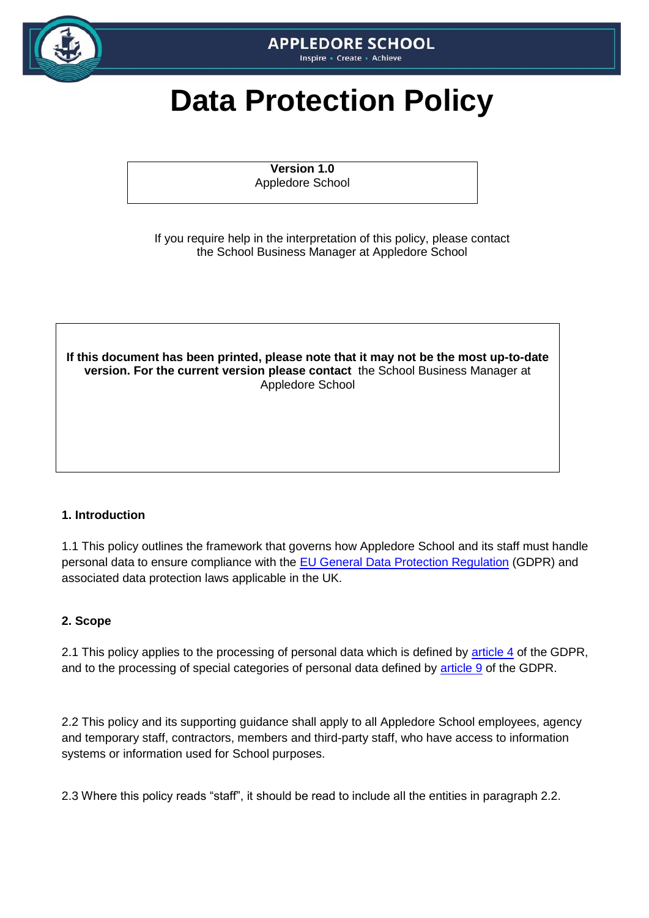APPLEDORE SCHOOL

Inspire • Create • Achieve

# Data Protection Policy

**Version 1.0**
Appledore School

If you require help in the interpretation of this policy, please contact the School Business Manager at Appledore School

**If this document has been printed, please note that it may not be the most up-to-date version. For the current version please contact** the School Business Manager at Appledore School

### 1. Introduction

1.1 This policy outlines the framework that governs how Appledore School and its staff must handle personal data to ensure compliance with the EU General Data Protection Regulation (GDPR) and associated data protection laws applicable in the UK.

### 2. Scope

2.1 This policy applies to the processing of personal data which is defined by article 4 of the GDPR, and to the processing of special categories of personal data defined by article 9 of the GDPR.

2.2 This policy and its supporting guidance shall apply to all Appledore School employees, agency and temporary staff, contractors, members and third-party staff, who have access to information systems or information used for School purposes.

2.3 Where this policy reads "staff", it should be read to include all the entities in paragraph 2.2.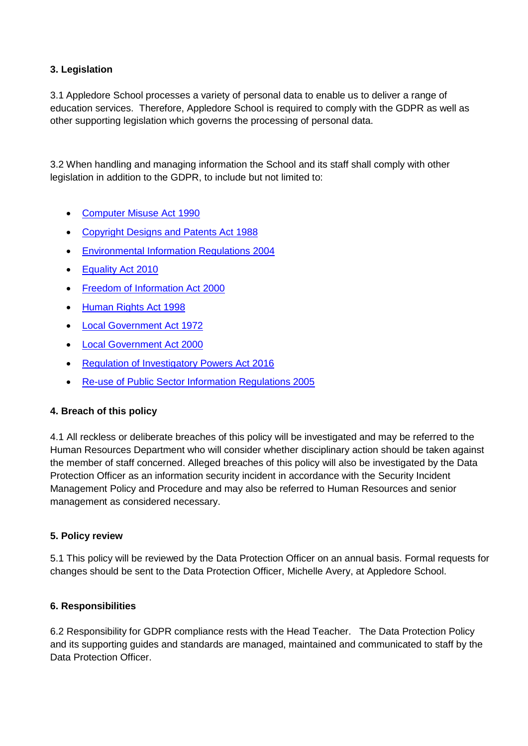### 3. Legislation

3.1 Appledore School processes a variety of personal data to enable us to deliver a range of education services. Therefore, Appledore School is required to comply with the GDPR as well as other supporting legislation which governs the processing of personal data.

3.2 When handling and managing information the School and its staff shall comply with other legislation in addition to the GDPR, to include but not limited to:

- Computer Misuse Act 1990
- Copyright Designs and Patents Act 1988
- Environmental Information Regulations 2004
- Equality Act 2010
- Freedom of Information Act 2000
- Human Rights Act 1998
- Local Government Act 1972
- Local Government Act 2000
- Regulation of Investigatory Powers Act 2016
- Re-use of Public Sector Information Regulations 2005

### 4. Breach of this policy

4.1 All reckless or deliberate breaches of this policy will be investigated and may be referred to the Human Resources Department who will consider whether disciplinary action should be taken against the member of staff concerned. Alleged breaches of this policy will also be investigated by the Data Protection Officer as an information security incident in accordance with the Security Incident Management Policy and Procedure and may also be referred to Human Resources and senior management as considered necessary.

### 5. Policy review

5.1 This policy will be reviewed by the Data Protection Officer on an annual basis. Formal requests for changes should be sent to the Data Protection Officer, Michelle Avery, at Appledore School.

### 6. Responsibilities

6.2 Responsibility for GDPR compliance rests with the Head Teacher. The Data Protection Policy and its supporting guides and standards are managed, maintained and communicated to staff by the Data Protection Officer.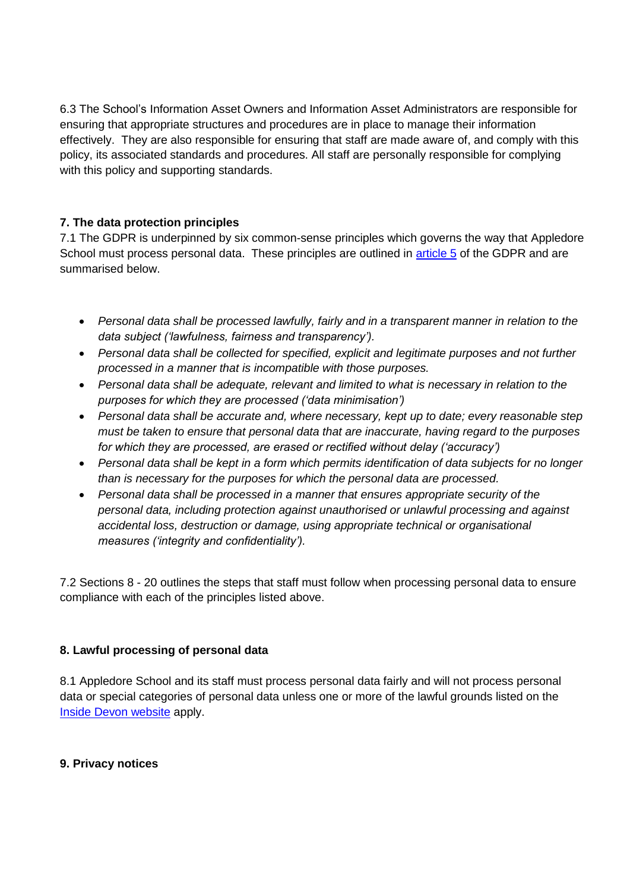6.3 The School's Information Asset Owners and Information Asset Administrators are responsible for ensuring that appropriate structures and procedures are in place to manage their information effectively. They are also responsible for ensuring that staff are made aware of, and comply with this policy, its associated standards and procedures. All staff are personally responsible for complying with this policy and supporting standards.

**7. The data protection principles**

7.1 The GDPR is underpinned by six common-sense principles which governs the way that Appledore School must process personal data. These principles are outlined in [article 5](#) of the GDPR and are summarised below.

- *Personal data shall be processed lawfully, fairly and in a transparent manner in relation to the data subject ('lawfulness, fairness and transparency').*
- *Personal data shall be collected for specified, explicit and legitimate purposes and not further processed in a manner that is incompatible with those purposes.*
- *Personal data shall be adequate, relevant and limited to what is necessary in relation to the purposes for which they are processed ('data minimisation')*
- *Personal data shall be accurate and, where necessary, kept up to date; every reasonable step must be taken to ensure that personal data that are inaccurate, having regard to the purposes for which they are processed, are erased or rectified without delay ('accuracy')*
- *Personal data shall be kept in a form which permits identification of data subjects for no longer than is necessary for the purposes for which the personal data are processed.*
- *Personal data shall be processed in a manner that ensures appropriate security of the personal data, including protection against unauthorised or unlawful processing and against accidental loss, destruction or damage, using appropriate technical or organisational measures ('integrity and confidentiality').*

7.2 Sections 8 - 20 outlines the steps that staff must follow when processing personal data to ensure compliance with each of the principles listed above.

**8. Lawful processing of personal data**

8.1 Appledore School and its staff must process personal data fairly and will not process personal data or special categories of personal data unless one or more of the lawful grounds listed on the [Inside Devon website](#) apply.

**9. Privacy notices**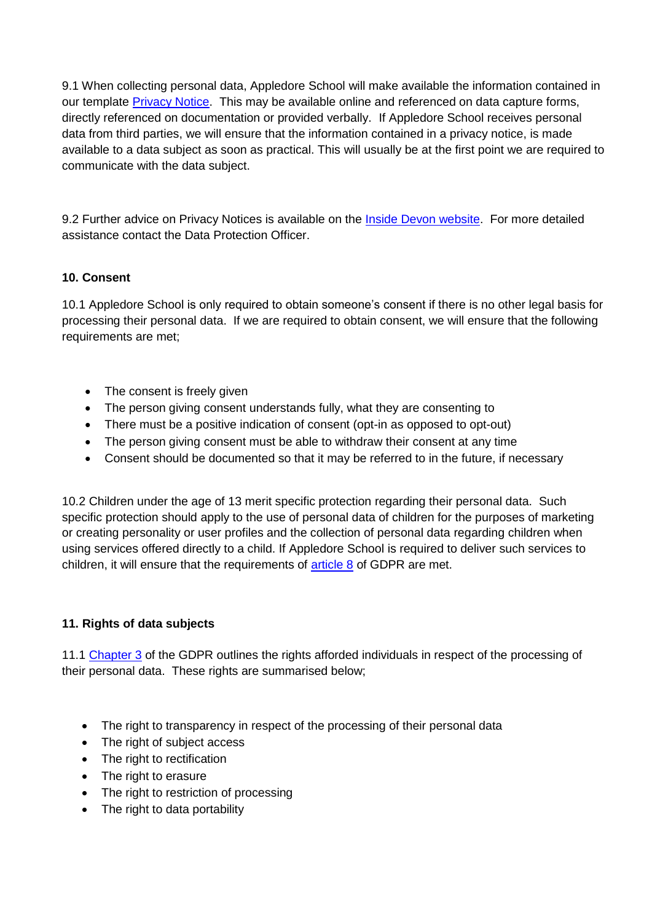9.1 When collecting personal data, Appledore School will make available the information contained in our template Privacy Notice. This may be available online and referenced on data capture forms, directly referenced on documentation or provided verbally. If Appledore School receives personal data from third parties, we will ensure that the information contained in a privacy notice, is made available to a data subject as soon as practical. This will usually be at the first point we are required to communicate with the data subject.

9.2 Further advice on Privacy Notices is available on the Inside Devon website. For more detailed assistance contact the Data Protection Officer.

**10. Consent**

10.1 Appledore School is only required to obtain someone's consent if there is no other legal basis for processing their personal data. If we are required to obtain consent, we will ensure that the following requirements are met;

- The consent is freely given
- The person giving consent understands fully, what they are consenting to
- There must be a positive indication of consent (opt-in as opposed to opt-out)
- The person giving consent must be able to withdraw their consent at any time
- Consent should be documented so that it may be referred to in the future, if necessary

10.2 Children under the age of 13 merit specific protection regarding their personal data. Such specific protection should apply to the use of personal data of children for the purposes of marketing or creating personality or user profiles and the collection of personal data regarding children when using services offered directly to a child. If Appledore School is required to deliver such services to children, it will ensure that the requirements of article 8 of GDPR are met.

**11. Rights of data subjects**

11.1 Chapter 3 of the GDPR outlines the rights afforded individuals in respect of the processing of their personal data. These rights are summarised below;

- The right to transparency in respect of the processing of their personal data
- The right of subject access
- The right to rectification
- The right to erasure
- The right to restriction of processing
- The right to data portability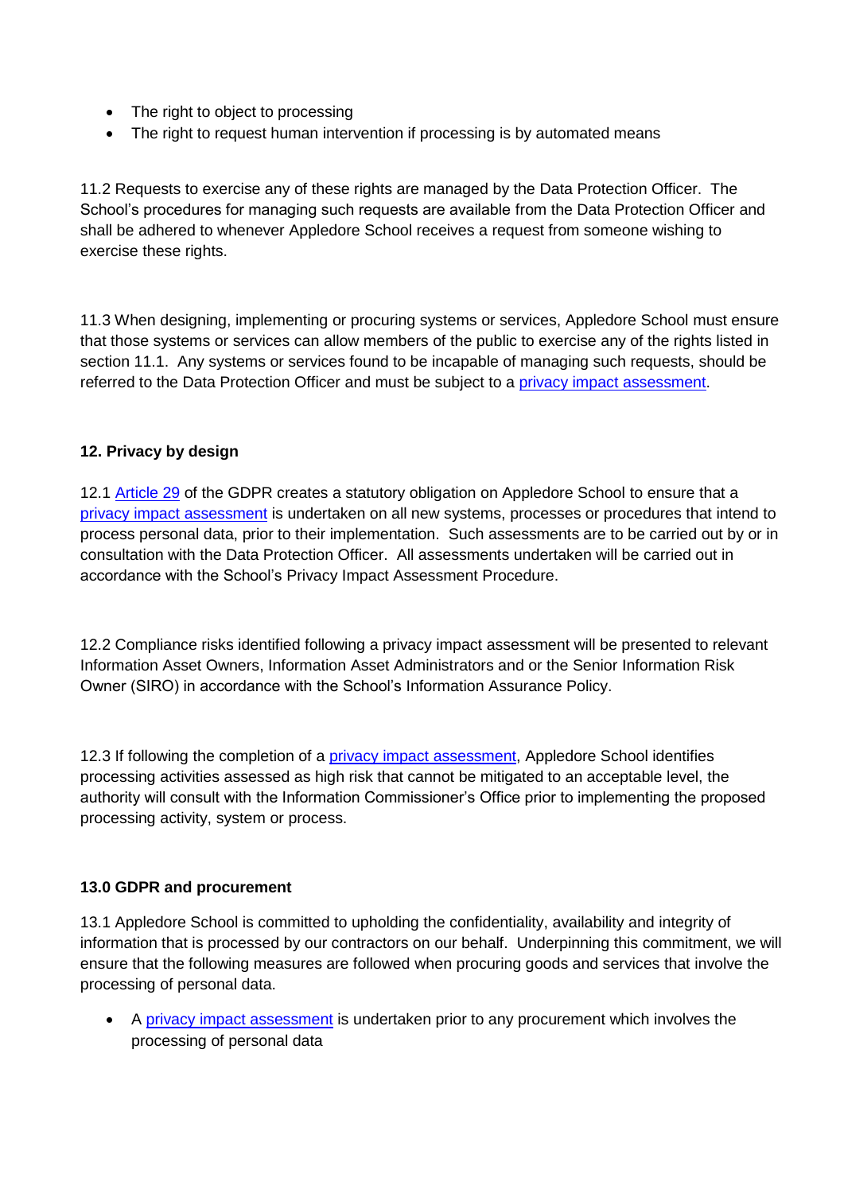- The right to object to processing
- The right to request human intervention if processing is by automated means

11.2 Requests to exercise any of these rights are managed by the Data Protection Officer. The School's procedures for managing such requests are available from the Data Protection Officer and shall be adhered to whenever Appledore School receives a request from someone wishing to exercise these rights.

11.3 When designing, implementing or procuring systems or services, Appledore School must ensure that those systems or services can allow members of the public to exercise any of the rights listed in section 11.1. Any systems or services found to be incapable of managing such requests, should be referred to the Data Protection Officer and must be subject to a privacy impact assessment.

**12. Privacy by design**

12.1 Article 29 of the GDPR creates a statutory obligation on Appledore School to ensure that a privacy impact assessment is undertaken on all new systems, processes or procedures that intend to process personal data, prior to their implementation. Such assessments are to be carried out by or in consultation with the Data Protection Officer. All assessments undertaken will be carried out in accordance with the School's Privacy Impact Assessment Procedure.

12.2 Compliance risks identified following a privacy impact assessment will be presented to relevant Information Asset Owners, Information Asset Administrators and or the Senior Information Risk Owner (SIRO) in accordance with the School's Information Assurance Policy.

12.3 If following the completion of a privacy impact assessment, Appledore School identifies processing activities assessed as high risk that cannot be mitigated to an acceptable level, the authority will consult with the Information Commissioner's Office prior to implementing the proposed processing activity, system or process.

**13.0 GDPR and procurement**

13.1 Appledore School is committed to upholding the confidentiality, availability and integrity of information that is processed by our contractors on our behalf. Underpinning this commitment, we will ensure that the following measures are followed when procuring goods and services that involve the processing of personal data.

- A privacy impact assessment is undertaken prior to any procurement which involves the processing of personal data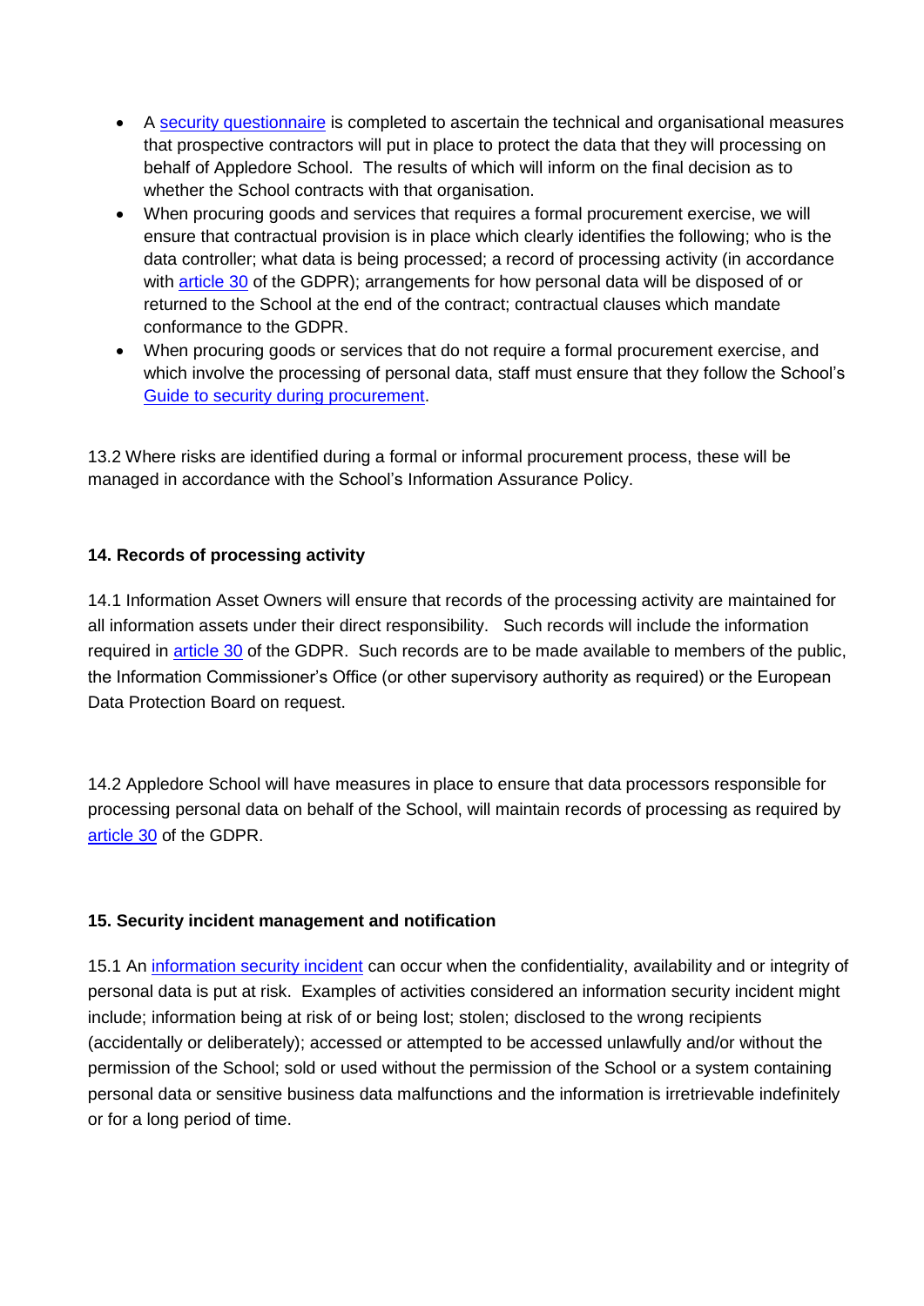- A security questionnaire is completed to ascertain the technical and organisational measures that prospective contractors will put in place to protect the data that they will processing on behalf of Appledore School. The results of which will inform on the final decision as to whether the School contracts with that organisation.
- When procuring goods and services that requires a formal procurement exercise, we will ensure that contractual provision is in place which clearly identifies the following; who is the data controller; what data is being processed; a record of processing activity (in accordance with article 30 of the GDPR); arrangements for how personal data will be disposed of or returned to the School at the end of the contract; contractual clauses which mandate conformance to the GDPR.
- When procuring goods or services that do not require a formal procurement exercise, and which involve the processing of personal data, staff must ensure that they follow the School's Guide to security during procurement.

13.2 Where risks are identified during a formal or informal procurement process, these will be managed in accordance with the School's Information Assurance Policy.

**14. Records of processing activity**

14.1 Information Asset Owners will ensure that records of the processing activity are maintained for all information assets under their direct responsibility. Such records will include the information required in article 30 of the GDPR. Such records are to be made available to members of the public, the Information Commissioner's Office (or other supervisory authority as required) or the European Data Protection Board on request.

14.2 Appledore School will have measures in place to ensure that data processors responsible for processing personal data on behalf of the School, will maintain records of processing as required by article 30 of the GDPR.

**15. Security incident management and notification**

15.1 An information security incident can occur when the confidentiality, availability and or integrity of personal data is put at risk. Examples of activities considered an information security incident might include; information being at risk of or being lost; stolen; disclosed to the wrong recipients (accidentally or deliberately); accessed or attempted to be accessed unlawfully and/or without the permission of the School; sold or used without the permission of the School or a system containing personal data or sensitive business data malfunctions and the information is irretrievable indefinitely or for a long period of time.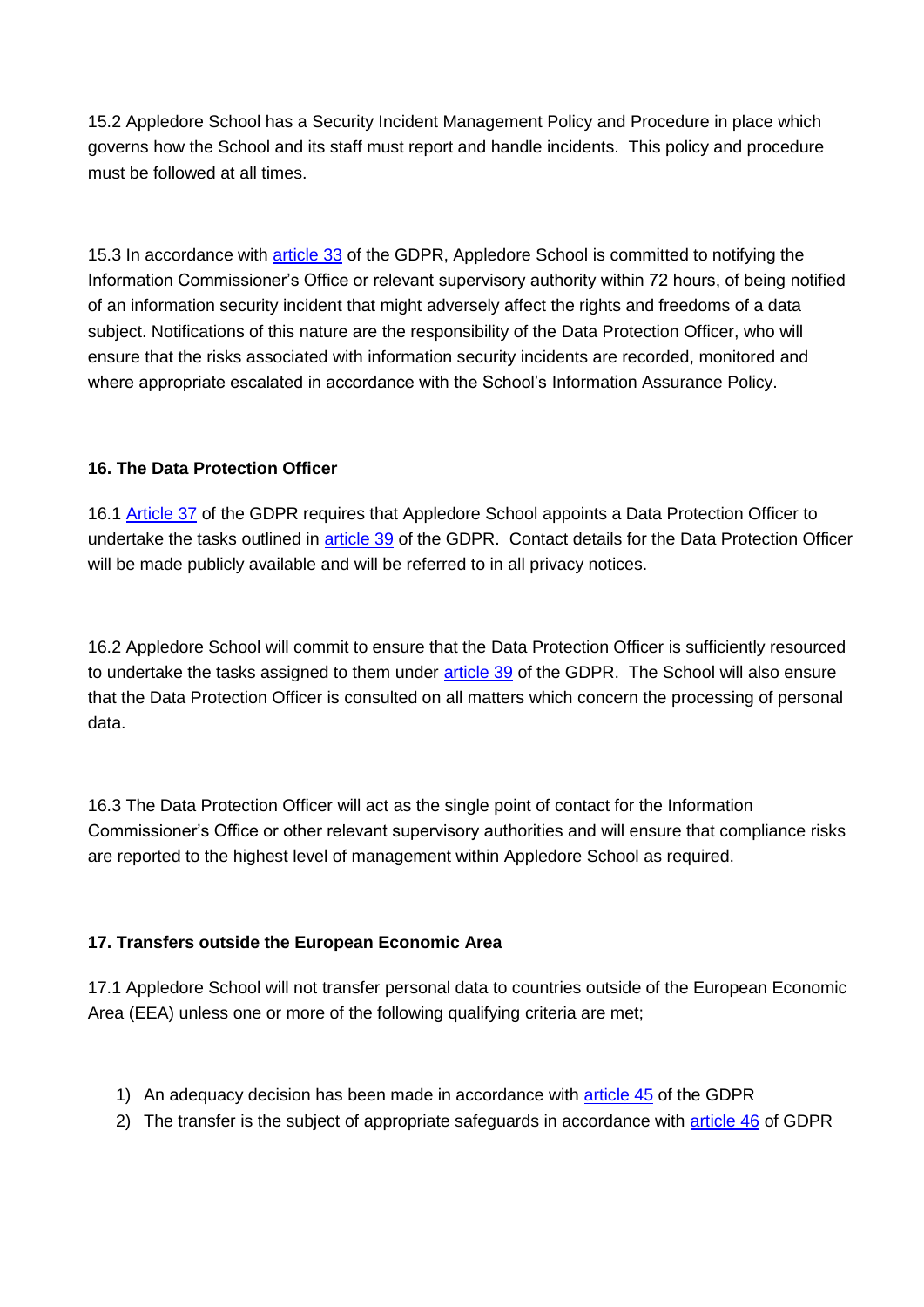15.2 Appledore School has a Security Incident Management Policy and Procedure in place which governs how the School and its staff must report and handle incidents. This policy and procedure must be followed at all times.

15.3 In accordance with article 33 of the GDPR, Appledore School is committed to notifying the Information Commissioner's Office or relevant supervisory authority within 72 hours, of being notified of an information security incident that might adversely affect the rights and freedoms of a data subject. Notifications of this nature are the responsibility of the Data Protection Officer, who will ensure that the risks associated with information security incidents are recorded, monitored and where appropriate escalated in accordance with the School's Information Assurance Policy.

## 16. The Data Protection Officer

16.1 Article 37 of the GDPR requires that Appledore School appoints a Data Protection Officer to undertake the tasks outlined in article 39 of the GDPR. Contact details for the Data Protection Officer will be made publicly available and will be referred to in all privacy notices.

16.2 Appledore School will commit to ensure that the Data Protection Officer is sufficiently resourced to undertake the tasks assigned to them under article 39 of the GDPR. The School will also ensure that the Data Protection Officer is consulted on all matters which concern the processing of personal data.

16.3 The Data Protection Officer will act as the single point of contact for the Information Commissioner's Office or other relevant supervisory authorities and will ensure that compliance risks are reported to the highest level of management within Appledore School as required.

## 17. Transfers outside the European Economic Area

17.1 Appledore School will not transfer personal data to countries outside of the European Economic Area (EEA) unless one or more of the following qualifying criteria are met;

1) An adequacy decision has been made in accordance with article 45 of the GDPR
2) The transfer is the subject of appropriate safeguards in accordance with article 46 of GDPR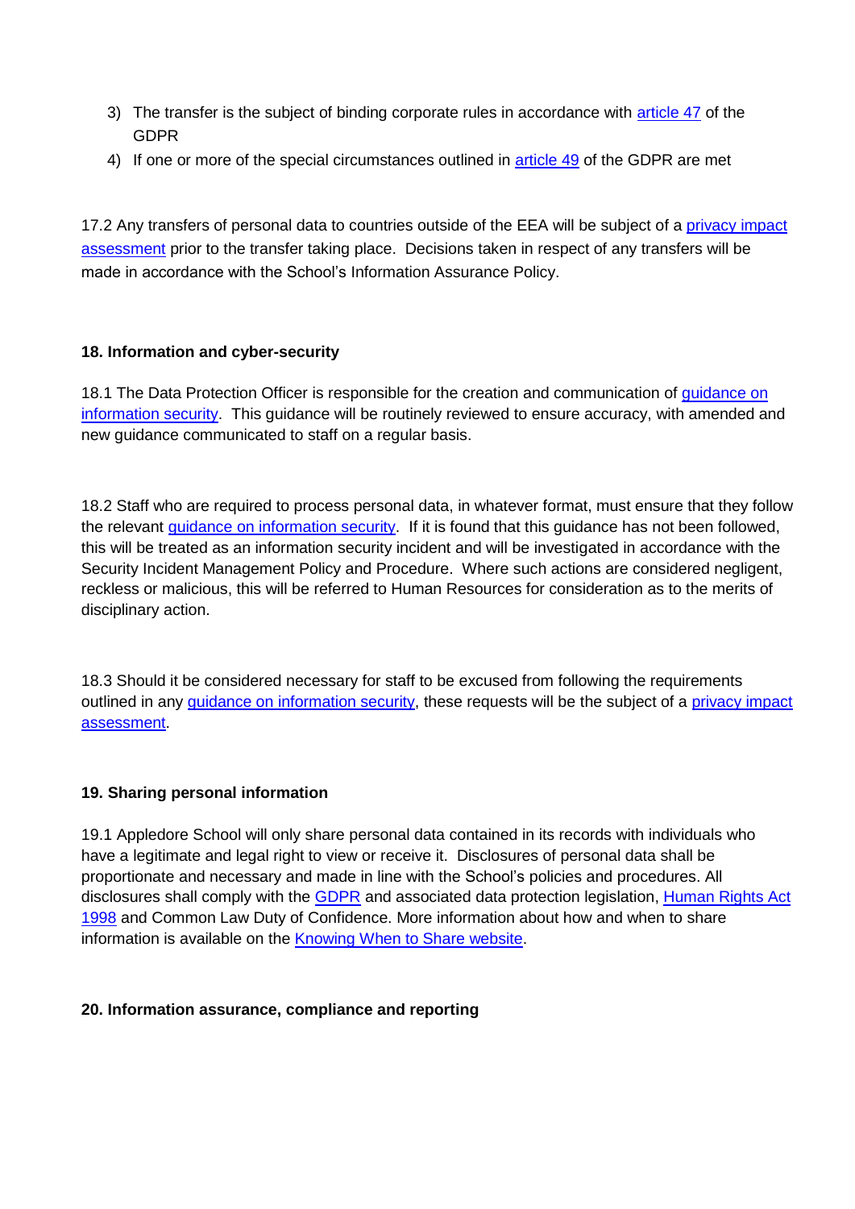3) The transfer is the subject of binding corporate rules in accordance with article 47 of the GDPR
4) If one or more of the special circumstances outlined in article 49 of the GDPR are met

17.2 Any transfers of personal data to countries outside of the EEA will be subject of a privacy impact assessment prior to the transfer taking place. Decisions taken in respect of any transfers will be made in accordance with the School's Information Assurance Policy.

**18. Information and cyber-security**

18.1 The Data Protection Officer is responsible for the creation and communication of guidance on information security. This guidance will be routinely reviewed to ensure accuracy, with amended and new guidance communicated to staff on a regular basis.

18.2 Staff who are required to process personal data, in whatever format, must ensure that they follow the relevant guidance on information security. If it is found that this guidance has not been followed, this will be treated as an information security incident and will be investigated in accordance with the Security Incident Management Policy and Procedure. Where such actions are considered negligent, reckless or malicious, this will be referred to Human Resources for consideration as to the merits of disciplinary action.

18.3 Should it be considered necessary for staff to be excused from following the requirements outlined in any guidance on information security, these requests will be the subject of a privacy impact assessment.

**19. Sharing personal information**

19.1 Appledore School will only share personal data contained in its records with individuals who have a legitimate and legal right to view or receive it. Disclosures of personal data shall be proportionate and necessary and made in line with the School's policies and procedures. All disclosures shall comply with the GDPR and associated data protection legislation, Human Rights Act 1998 and Common Law Duty of Confidence. More information about how and when to share information is available on the Knowing When to Share website.

**20. Information assurance, compliance and reporting**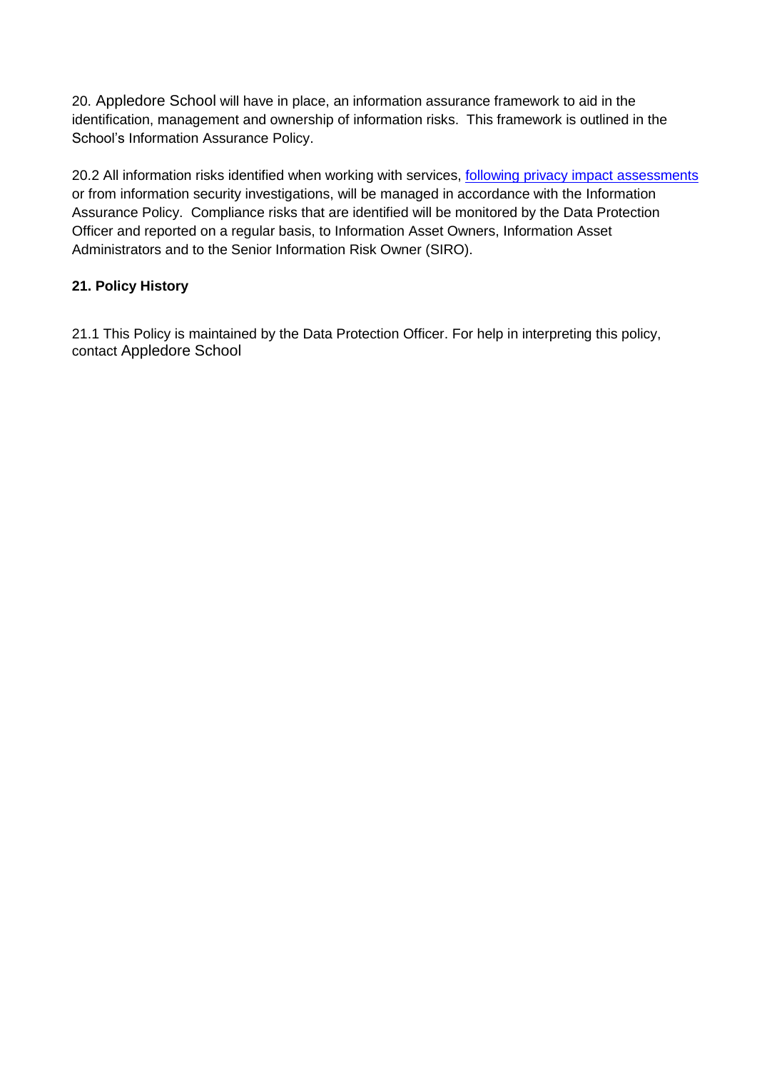20. Appledore School will have in place, an information assurance framework to aid in the identification, management and ownership of information risks.  This framework is outlined in the School's Information Assurance Policy.

20.2 All information risks identified when working with services, following privacy impact assessments or from information security investigations, will be managed in accordance with the Information Assurance Policy.  Compliance risks that are identified will be monitored by the Data Protection Officer and reported on a regular basis, to Information Asset Owners, Information Asset Administrators and to the Senior Information Risk Owner (SIRO).

**21. Policy History**

21.1 This Policy is maintained by the Data Protection Officer. For help in interpreting this policy, contact Appledore School